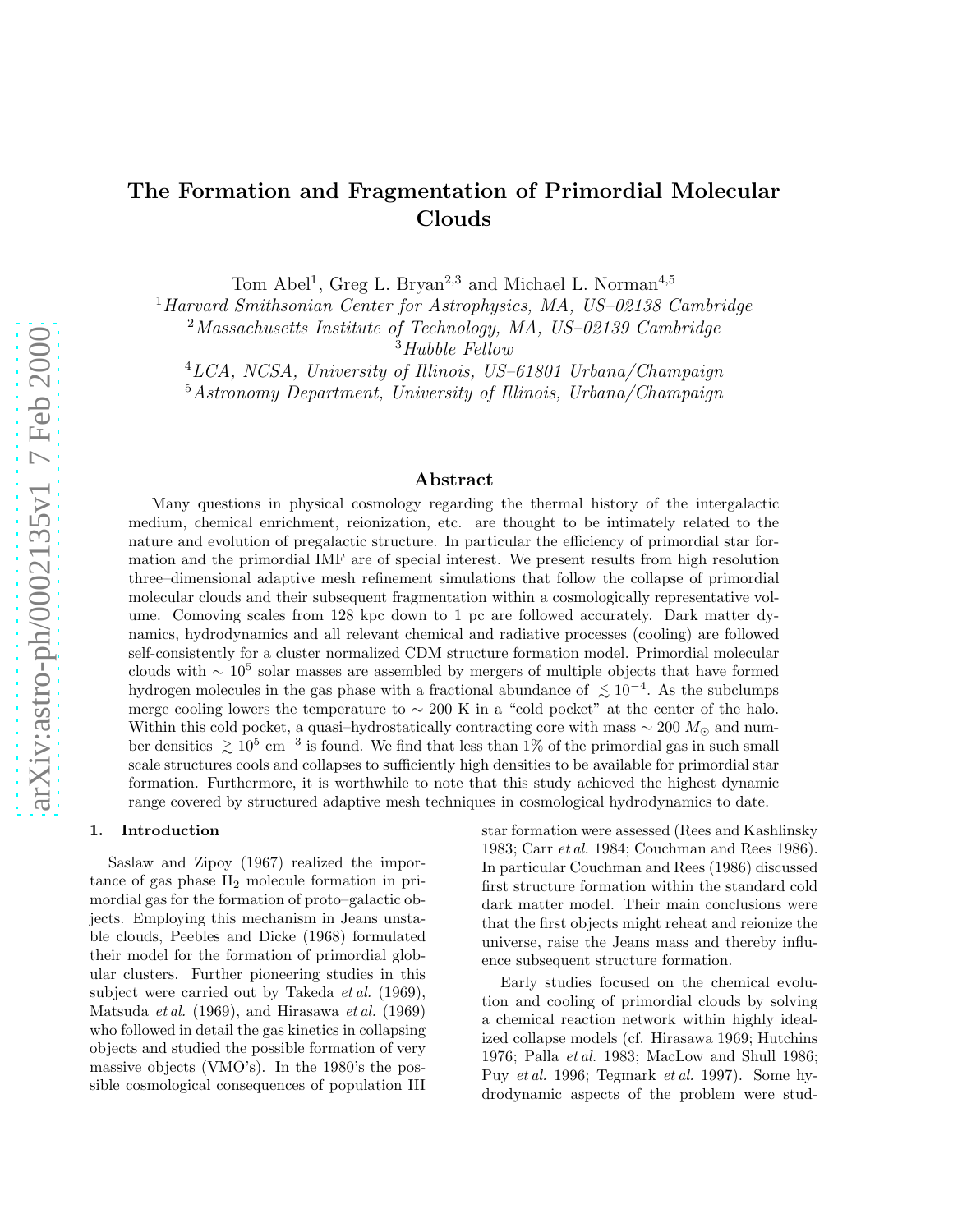# The Formation and Fragmentation of Primordial Molecular Clouds

Tom Abel[1], Greg L. Bryan[2,3] and Michael L. Norman[4,5]

[1] *Harvard Smithsonian Center for Astrophysics, MA, US–02138 Cambridge*
[2] *Massachusetts Institute of Technology, MA, US–02139 Cambridge*
[3] *Hubble Fellow*
[4] *LCA, NCSA, University of Illinois, US–61801 Urbana/Champaign*
[5] *Astronomy Department, University of Illinois, Urbana/Champaign*

## Abstract

Many questions in physical cosmology regarding the thermal history of the intergalactic medium, chemical enrichment, reionization, etc. are thought to be intimately related to the nature and evolution of pregalactic structure. In particular the efficiency of primordial star formation and the primordial IMF are of special interest. We present results from high resolution three–dimensional adaptive mesh refinement simulations that follow the collapse of primordial molecular clouds and their subsequent fragmentation within a cosmologically representative volume. Comoving scales from 128 kpc down to 1 pc are followed accurately. Dark matter dynamics, hydrodynamics and all relevant chemical and radiative processes (cooling) are followed self-consistently for a cluster normalized CDM structure formation model. Primordial molecular clouds with $\sim 10^5$ solar masses are assembled by mergers of multiple objects that have formed hydrogen molecules in the gas phase with a fractional abundance of $\lesssim 10^{-4}$. As the subclumps merge cooling lowers the temperature to $\sim 200$ K in a "cold pocket" at the center of the halo. Within this cold pocket, a quasi–hydrostatically contracting core with mass $\sim 200\ M_\odot$ and number densities $\gtrsim 10^5$ cm$^{-3}$ is found. We find that less than 1% of the primordial gas in such small scale structures cools and collapses to sufficiently high densities to be available for primordial star formation. Furthermore, it is worthwhile to note that this study achieved the highest dynamic range covered by structured adaptive mesh techniques in cosmological hydrodynamics to date.

## 1. Introduction

Saslaw and Zipoy (1967) realized the importance of gas phase $H_2$ molecule formation in primordial gas for the formation of proto–galactic objects. Employing this mechanism in Jeans unstable clouds, Peebles and Dicke (1968) formulated their model for the formation of primordial globular clusters. Further pioneering studies in this subject were carried out by Takeda *et al.* (1969), Matsuda *et al.* (1969), and Hirasawa *et al.* (1969) who followed in detail the gas kinetics in collapsing objects and studied the possible formation of very massive objects (VMO's). In the 1980's the possible cosmological consequences of population III star formation were assessed (Rees and Kashlinsky 1983; Carr *et al.* 1984; Couchman and Rees 1986). In particular Couchman and Rees (1986) discussed first structure formation within the standard cold dark matter model. Their main conclusions were that the first objects might reheat and reionize the universe, raise the Jeans mass and thereby influence subsequent structure formation.

Early studies focused on the chemical evolution and cooling of primordial clouds by solving a chemical reaction network within highly idealized collapse models (cf. Hirasawa 1969; Hutchins 1976; Palla *et al.* 1983; MacLow and Shull 1986; Puy *et al.* 1996; Tegmark *et al.* 1997). Some hydrodynamic aspects of the problem were stud-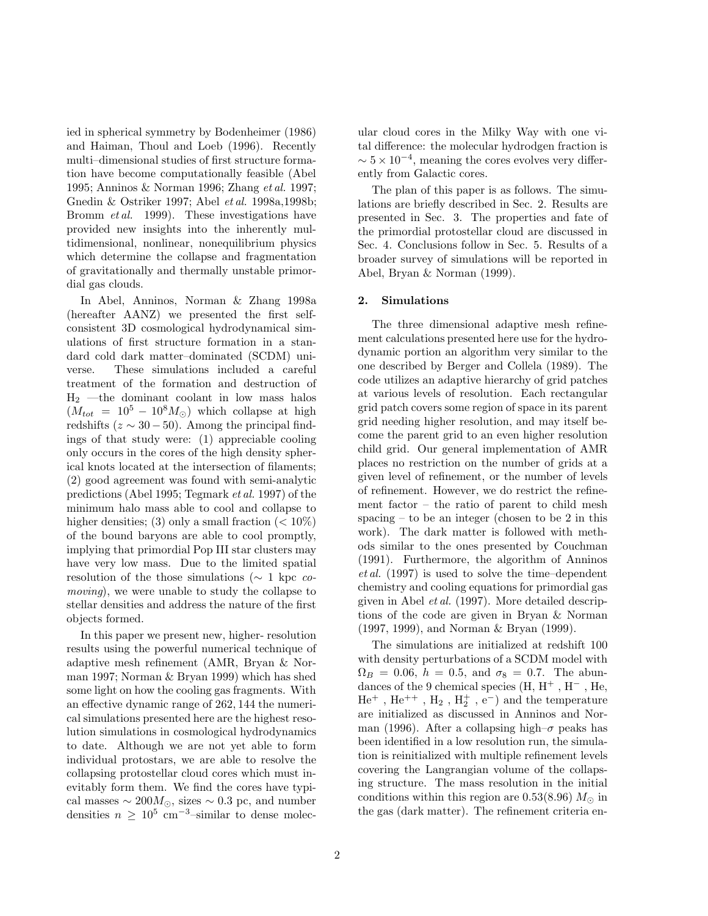ied in spherical symmetry by Bodenheimer (1986) and Haiman, Thoul and Loeb (1996). Recently multi–dimensional studies of first structure formation have become computationally feasible (Abel 1995; Anninos & Norman 1996; Zhang *et al.* 1997; Gnedin & Ostriker 1997; Abel *et al.* 1998a,1998b; Bromm *et al.* 1999). These investigations have provided new insights into the inherently multidimensional, nonlinear, nonequilibrium physics which determine the collapse and fragmentation of gravitationally and thermally unstable primordial gas clouds.

In Abel, Anninos, Norman & Zhang 1998a (hereafter AANZ) we presented the first self-consistent 3D cosmological hydrodynamical simulations of first structure formation in a standard cold dark matter–dominated (SCDM) universe. These simulations included a careful treatment of the formation and destruction of $H_2$ —the dominant coolant in low mass halos ($M_{tot} = 10^5 - 10^8 M_\odot$) which collapse at high redshifts ($z \sim 30-50$). Among the principal findings of that study were: (1) appreciable cooling only occurs in the cores of the high density spherical knots located at the intersection of filaments; (2) good agreement was found with semi-analytic predictions (Abel 1995; Tegmark *et al.* 1997) of the minimum halo mass able to cool and collapse to higher densities; (3) only a small fraction ($< 10\%$) of the bound baryons are able to cool promptly, implying that primordial Pop III star clusters may have very low mass. Due to the limited spatial resolution of the those simulations ($\sim$ 1 kpc *comoving*), we were unable to study the collapse to stellar densities and address the nature of the first objects formed.

In this paper we present new, higher- resolution results using the powerful numerical technique of adaptive mesh refinement (AMR, Bryan & Norman 1997; Norman & Bryan 1999) which has shed some light on how the cooling gas fragments. With an effective dynamic range of 262,144 the numerical simulations presented here are the highest resolution simulations in cosmological hydrodynamics to date. Although we are not yet able to form individual protostars, we are able to resolve the collapsing protostellar cloud cores which must inevitably form them. We find the cores have typical masses $\sim 200 M_\odot$, sizes $\sim 0.3$ pc, and number densities $n \geq 10^5$ cm$^{-3}$–similar to dense molecular cloud cores in the Milky Way with one vital difference: the molecular hydrodgen fraction is $\sim 5 \times 10^{-4}$, meaning the cores evolves very differently from Galactic cores.

The plan of this paper is as follows. The simulations are briefly described in Sec. 2. Results are presented in Sec. 3. The properties and fate of the primordial protostellar cloud are discussed in Sec. 4. Conclusions follow in Sec. 5. Results of a broader survey of simulations will be reported in Abel, Bryan & Norman (1999).

## 2. Simulations

The three dimensional adaptive mesh refinement calculations presented here use for the hydrodynamic portion an algorithm very similar to the one described by Berger and Collela (1989). The code utilizes an adaptive hierarchy of grid patches at various levels of resolution. Each rectangular grid patch covers some region of space in its parent grid needing higher resolution, and may itself become the parent grid to an even higher resolution child grid. Our general implementation of AMR places no restriction on the number of grids at a given level of refinement, or the number of levels of refinement. However, we do restrict the refinement factor – the ratio of parent to child mesh spacing – to be an integer (chosen to be 2 in this work). The dark matter is followed with methods similar to the ones presented by Couchman (1991). Furthermore, the algorithm of Anninos *et al.* (1997) is used to solve the time–dependent chemistry and cooling equations for primordial gas given in Abel *et al.* (1997). More detailed descriptions of the code are given in Bryan & Norman (1997, 1999), and Norman & Bryan (1999).

The simulations are initialized at redshift 100 with density perturbations of a SCDM model with $\Omega_B = 0.06$, $h = 0.5$, and $\sigma_8 = 0.7$. The abundances of the 9 chemical species (H, $H^+$ , $H^-$ , He, $He^+$ , $He^{++}$ , $H_2$ , $H_2^+$ , $e^-$) and the temperature are initialized as discussed in Anninos and Norman (1996). After a collapsing high–$\sigma$ peaks has been identified in a low resolution run, the simulation is reinitialized with multiple refinement levels covering the Langrangian volume of the collapsing structure. The mass resolution in the initial conditions within this region are 0.53(8.96) $M_\odot$ in the gas (dark matter). The refinement criteria en-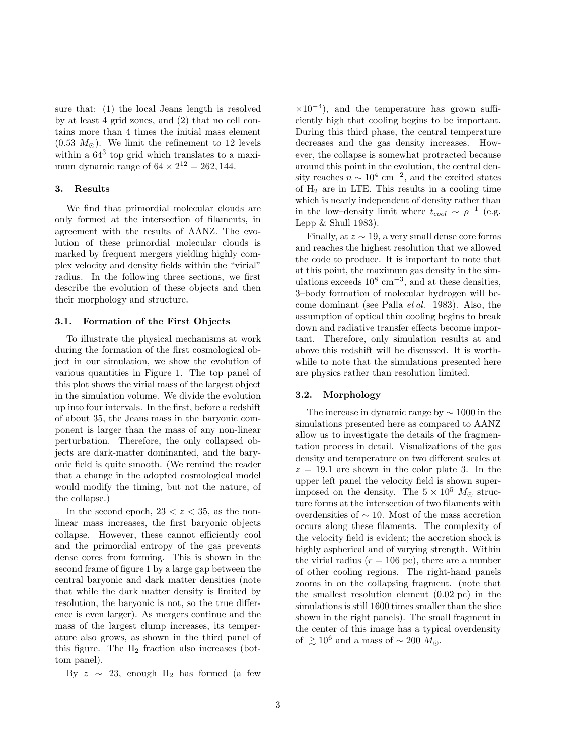sure that: (1) the local Jeans length is resolved by at least 4 grid zones, and (2) that no cell contains more than 4 times the initial mass element ($0.53\ M_\odot$). We limit the refinement to 12 levels within a $64^3$ top grid which translates to a maximum dynamic range of $64 \times 2^{12} = 262,144$.

## 3. Results

We find that primordial molecular clouds are only formed at the intersection of filaments, in agreement with the results of AANZ. The evolution of these primordial molecular clouds is marked by frequent mergers yielding highly complex velocity and density fields within the "virial" radius. In the following three sections, we first describe the evolution of these objects and then their morphology and structure.

### 3.1. Formation of the First Objects

To illustrate the physical mechanisms at work during the formation of the first cosmological object in our simulation, we show the evolution of various quantities in Figure 1. The top panel of this plot shows the virial mass of the largest object in the simulation volume. We divide the evolution up into four intervals. In the first, before a redshift of about 35, the Jeans mass in the baryonic component is larger than the mass of any non-linear perturbation. Therefore, the only collapsed objects are dark-matter dominanted, and the baryonic field is quite smooth. (We remind the reader that a change in the adopted cosmological model would modify the timing, but not the nature, of the collapse.)

In the second epoch, $23 < z < 35$, as the nonlinear mass increases, the first baryonic objects collapse. However, these cannot efficiently cool and the primordial entropy of the gas prevents dense cores from forming. This is shown in the second frame of figure 1 by a large gap between the central baryonic and dark matter densities (note that while the dark matter density is limited by resolution, the baryonic is not, so the true difference is even larger). As mergers continue and the mass of the largest clump increases, its temperature also grows, as shown in the third panel of this figure. The $H_2$ fraction also increases (bottom panel).

By $z \sim 23$, enough $H_2$ has formed (a few $\times 10^{-4}$), and the temperature has grown sufficiently high that cooling begins to be important. During this third phase, the central temperature decreases and the gas density increases. However, the collapse is somewhat protracted because around this point in the evolution, the central density reaches $n \sim 10^4$ cm$^{-2}$, and the excited states of $H_2$ are in LTE. This results in a cooling time which is nearly independent of density rather than in the low–density limit where $t_{cool} \sim \rho^{-1}$ (e.g. Lepp & Shull 1983).

Finally, at $z \sim 19$, a very small dense core forms and reaches the highest resolution that we allowed the code to produce. It is important to note that at this point, the maximum gas density in the simulations exceeds $10^8$ cm$^{-3}$, and at these densities, 3–body formation of molecular hydrogen will become dominant (see Palla *et al.* 1983). Also, the assumption of optical thin cooling begins to break down and radiative transfer effects become important. Therefore, only simulation results at and above this redshift will be discussed. It is worthwhile to note that the simulations presented here are physics rather than resolution limited.

### 3.2. Morphology

The increase in dynamic range by $\sim 1000$ in the simulations presented here as compared to AANZ allow us to investigate the details of the fragmentation process in detail. Visualizations of the gas density and temperature on two different scales at $z = 19.1$ are shown in the color plate 3. In the upper left panel the velocity field is shown superimposed on the density. The $5 \times 10^5\ M_\odot$ structure forms at the intersection of two filaments with overdensities of $\sim 10$. Most of the mass accretion occurs along these filaments. The complexity of the velocity field is evident; the accretion shock is highly aspherical and of varying strength. Within the virial radius ($r = 106$ pc), there are a number of other cooling regions. The right-hand panels zooms in on the collapsing fragment. (note that the smallest resolution element (0.02 pc) in the simulations is still 1600 times smaller than the slice shown in the right panels). The small fragment in the center of this image has a typical overdensity of $\gtrsim 10^6$ and a mass of $\sim 200\ M_\odot$.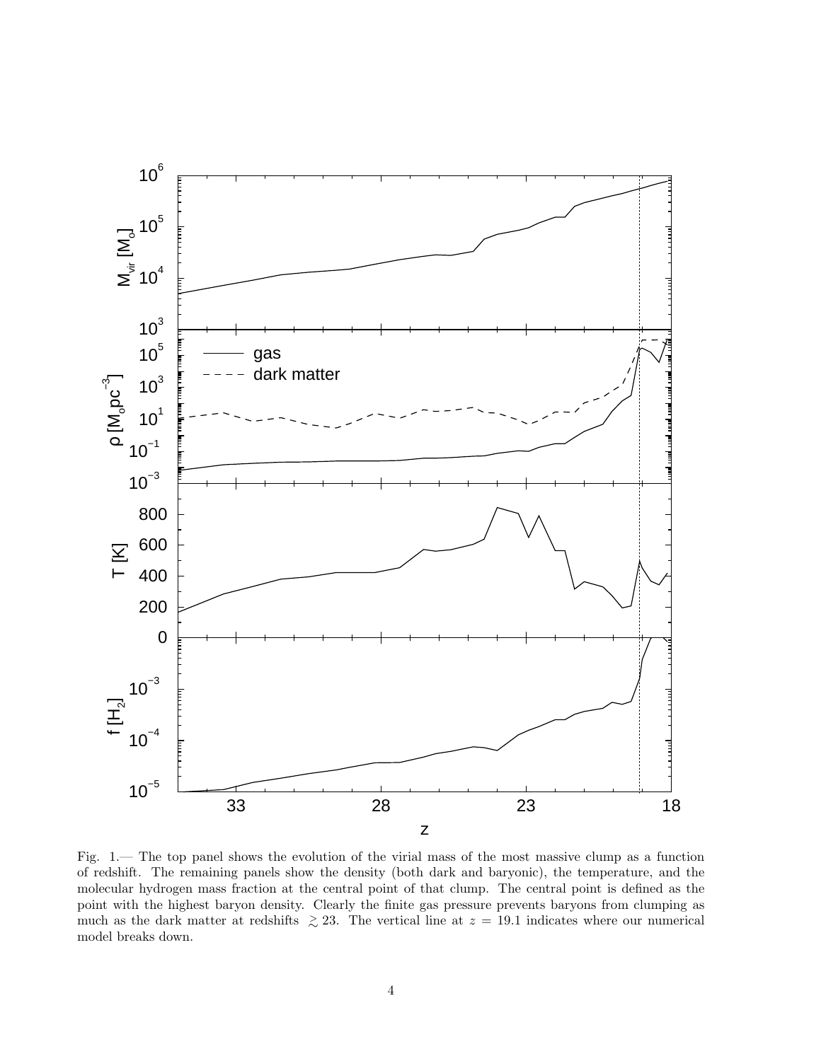Fig. 1.— The top panel shows the evolution of the virial mass of the most massive clump as a function of redshift. The remaining panels show the density (both dark and baryonic), the temperature, and the molecular hydrogen mass fraction at the central point of that clump. The central point is defined as the point with the highest baryon density. Clearly the finite gas pressure prevents baryons from clumping as much as the dark matter at redshifts $\gtrsim 23$. The vertical line at $z = 19.1$ indicates where our numerical model breaks down.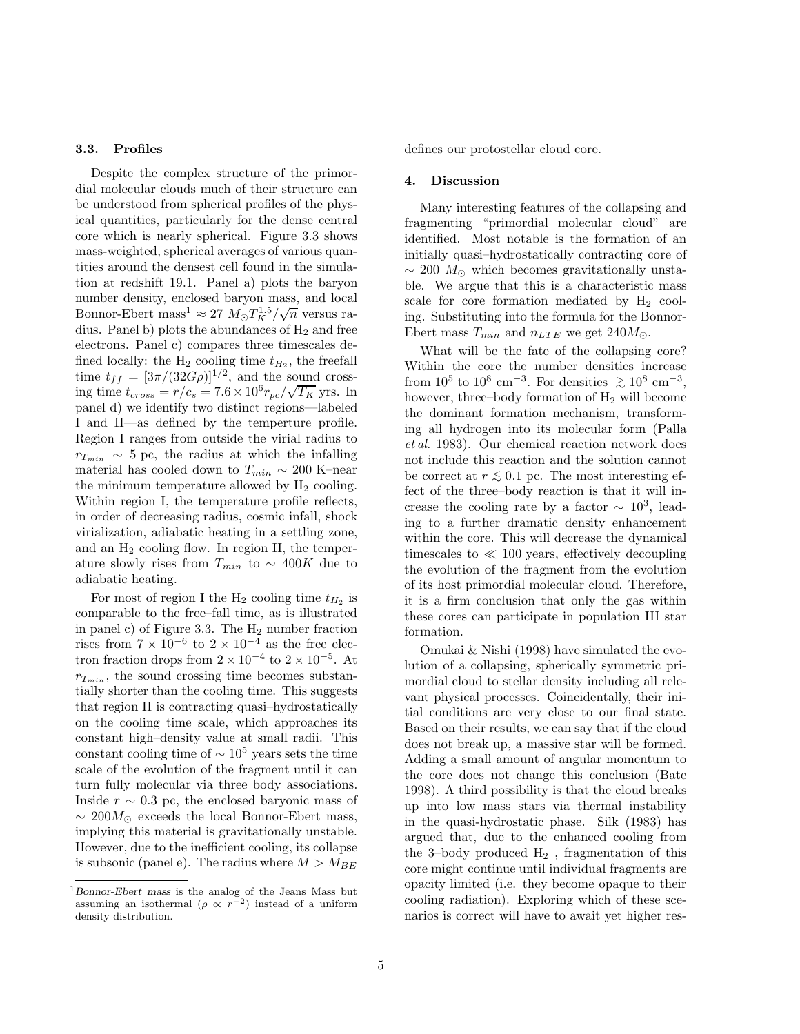### 3.3. Profiles

Despite the complex structure of the primordial molecular clouds much of their structure can be understood from spherical profiles of the physical quantities, particularly for the dense central core which is nearly spherical. Figure 3.3 shows mass-weighted, spherical averages of various quantities around the densest cell found in the simulation at redshift 19.1. Panel a) plots the baryon number density, enclosed baryon mass, and local Bonnor-Ebert mass[1] $\approx 27\ M_\odot T_K^{1.5}/\sqrt{n}$ versus radius. Panel b) plots the abundances of $H_2$ and free electrons. Panel c) compares three timescales defined locally: the $H_2$ cooling time $t_{H_2}$, the freefall time $t_{ff} = [3\pi/(32G\rho)]^{1/2}$, and the sound crossing time $t_{cross} = r/c_s = 7.6 \times 10^6 r_{pc}/\sqrt{T_K}$ yrs. In panel d) we identify two distinct regions—labeled I and II—as defined by the temperture profile. Region I ranges from outside the virial radius to $r_{T_{min}} \sim 5$ pc, the radius at which the infalling material has cooled down to $T_{min} \sim 200$ K–near the minimum temperature allowed by $H_2$ cooling. Within region I, the temperature profile reflects, in order of decreasing radius, cosmic infall, shock virialization, adiabatic heating in a settling zone, and an $H_2$ cooling flow. In region II, the temperature slowly rises from $T_{min}$ to $\sim 400K$ due to adiabatic heating.

For most of region I the $H_2$ cooling time $t_{H_2}$ is comparable to the free–fall time, as is illustrated in panel c) of Figure 3.3. The $H_2$ number fraction rises from $7 \times 10^{-6}$ to $2 \times 10^{-4}$ as the free electron fraction drops from $2 \times 10^{-4}$ to $2 \times 10^{-5}$. At $r_{T_{min}}$, the sound crossing time becomes substantially shorter than the cooling time. This suggests that region II is contracting quasi–hydrostatically on the cooling time scale, which approaches its constant high–density value at small radii. This constant cooling time of $\sim 10^5$ years sets the time scale of the evolution of the fragment until it can turn fully molecular via three body associations. Inside $r \sim 0.3$ pc, the enclosed baryonic mass of $\sim 200 M_\odot$ exceeds the local Bonnor-Ebert mass, implying this material is gravitationally unstable. However, due to the inefficient cooling, its collapse is subsonic (panel e). The radius where $M > M_{BE}$ defines our protostellar cloud core.

[1] *Bonnor-Ebert mass* is the analog of the Jeans Mass but assuming an isothermal ($\rho \propto r^{-2}$) instead of a uniform density distribution.

## 4. Discussion

Many interesting features of the collapsing and fragmenting "primordial molecular cloud" are identified. Most notable is the formation of an initially quasi–hydrostatically contracting core of $\sim 200\ M_\odot$ which becomes gravitationally unstable. We argue that this is a characteristic mass scale for core formation mediated by $H_2$ cooling. Substituting into the formula for the Bonnor-Ebert mass $T_{min}$ and $n_{LTE}$ we get $240 M_\odot$.

What will be the fate of the collapsing core? Within the core the number densities increase from $10^5$ to $10^8$ cm$^{-3}$. For densities $\gtrsim 10^8$ cm$^{-3}$, however, three–body formation of $H_2$ will become the dominant formation mechanism, transforming all hydrogen into its molecular form (Palla *et al.* 1983). Our chemical reaction network does not include this reaction and the solution cannot be correct at $r \lesssim 0.1$ pc. The most interesting effect of the three–body reaction is that it will increase the cooling rate by a factor $\sim 10^3$, leading to a further dramatic density enhancement within the core. This will decrease the dynamical timescales to $\ll 100$ years, effectively decoupling the evolution of the fragment from the evolution of its host primordial molecular cloud. Therefore, it is a firm conclusion that only the gas within these cores can participate in population III star formation.

Omukai & Nishi (1998) have simulated the evolution of a collapsing, spherically symmetric primordial cloud to stellar density including all relevant physical processes. Coincidentally, their initial conditions are very close to our final state. Based on their results, we can say that if the cloud does not break up, a massive star will be formed. Adding a small amount of angular momentum to the core does not change this conclusion (Bate 1998). A third possibility is that the cloud breaks up into low mass stars via thermal instability in the quasi-hydrostatic phase. Silk (1983) has argued that, due to the enhanced cooling from the 3–body produced $H_2$, fragmentation of this core might continue until individual fragments are opacity limited (i.e. they become opaque to their cooling radiation). Exploring which of these scenarios is correct will have to await yet higher res-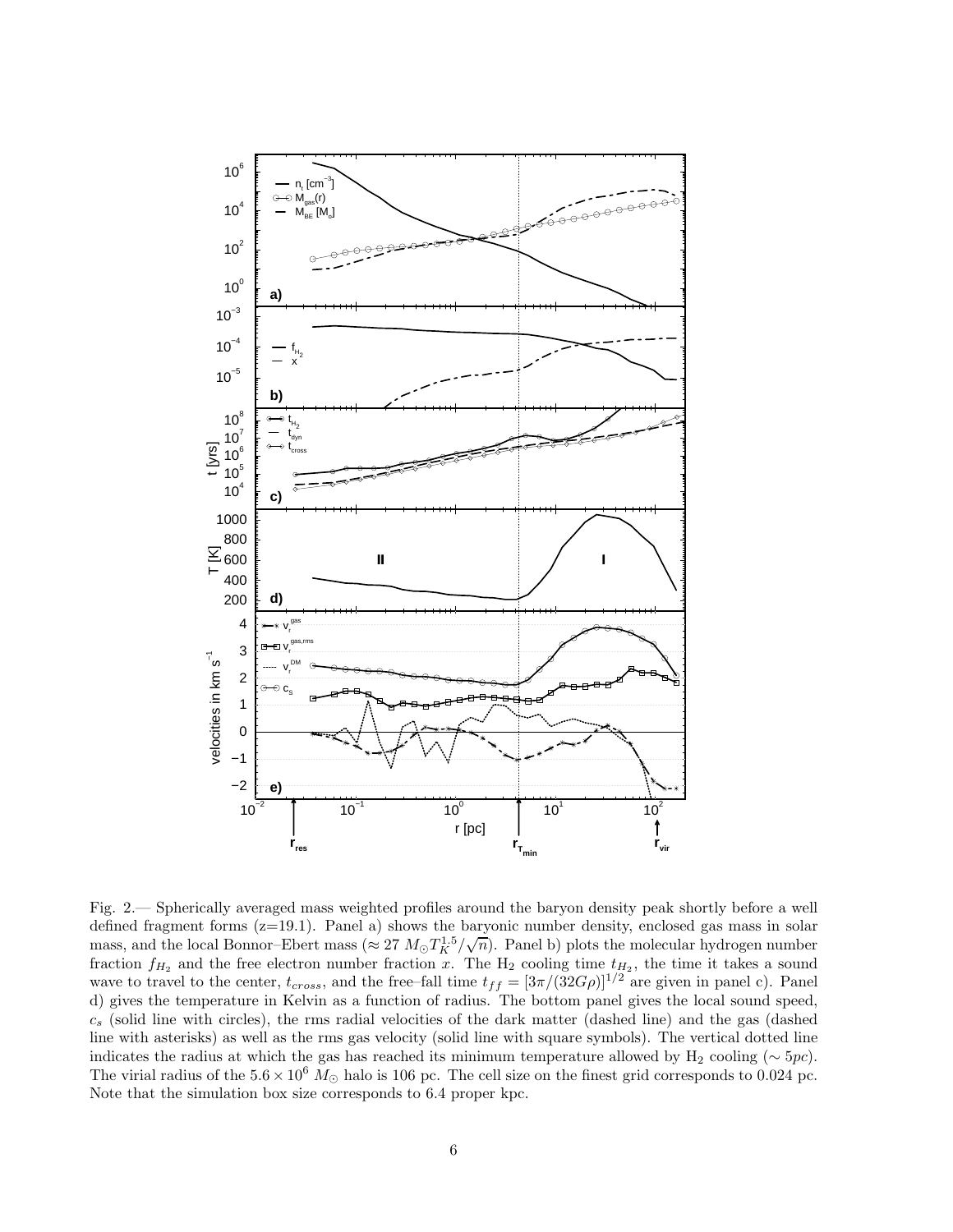Fig. 2.— Spherically averaged mass weighted profiles around the baryon density peak shortly before a well defined fragment forms (z=19.1). Panel a) shows the baryonic number density, enclosed gas mass in solar mass, and the local Bonnor–Ebert mass ($\approx 27\, M_\odot T_K^{1.5}/\sqrt{n}$). Panel b) plots the molecular hydrogen number fraction $f_{H_2}$ and the free electron number fraction $x$. The $H_2$ cooling time $t_{H_2}$, the time it takes a sound wave to travel to the center, $t_{cross}$, and the free–fall time $t_{ff} = [3\pi/(32G\rho)]^{1/2}$ are given in panel c). Panel d) gives the temperature in Kelvin as a function of radius. The bottom panel gives the local sound speed, $c_s$ (solid line with circles), the rms radial velocities of the dark matter (dashed line) and the gas (dashed line with asterisks) as well as the rms gas velocity (solid line with square symbols). The vertical dotted line indicates the radius at which the gas has reached its minimum temperature allowed by $H_2$ cooling ($\sim 5pc$). The virial radius of the $5.6 \times 10^6\, M_\odot$ halo is 106 pc. The cell size on the finest grid corresponds to 0.024 pc. Note that the simulation box size corresponds to 6.4 proper kpc.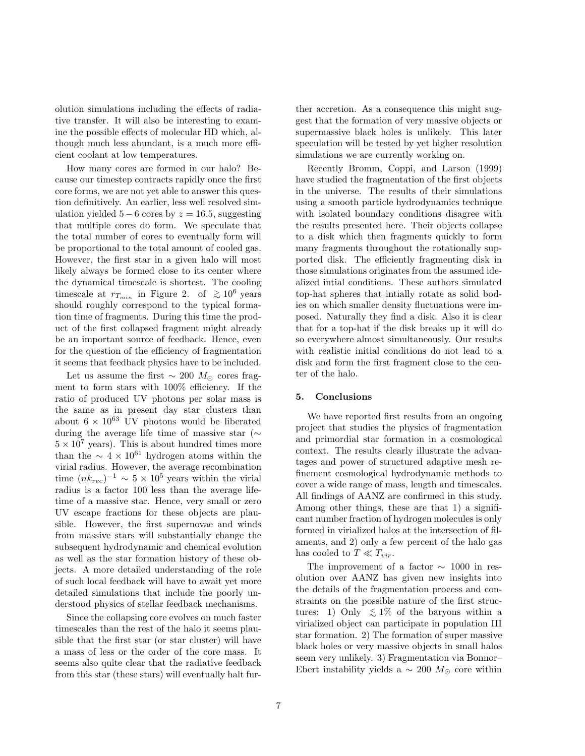olution simulations including the effects of radiative transfer. It will also be interesting to examine the possible effects of molecular HD which, although much less abundant, is a much more efficient coolant at low temperatures.

How many cores are formed in our halo? Because our timestep contracts rapidly once the first core forms, we are not yet able to answer this question definitively. An earlier, less well resolved simulation yielded $5-6$ cores by $z=16.5$, suggesting that multiple cores do form. We speculate that the total number of cores to eventually form will be proportional to the total amount of cooled gas. However, the first star in a given halo will most likely always be formed close to its center where the dynamical timescale is shortest. The cooling timescale at $r_{T_{min}}$ in Figure 2. of $\gtrsim 10^6$ years should roughly correspond to the typical formation time of fragments. During this time the product of the first collapsed fragment might already be an important source of feedback. Hence, even for the question of the efficiency of fragmentation it seems that feedback physics have to be included.

Let us assume the first $\sim 200\ M_{\odot}$ cores fragment to form stars with 100% efficiency. If the ratio of produced UV photons per solar mass is the same as in present day star clusters than about $6\times 10^{63}$ UV photons would be liberated during the average life time of massive star ($\sim 5\times 10^7$ years). This is about hundred times more than the $\sim 4\times 10^{61}$ hydrogen atoms within the virial radius. However, the average recombination time $(nk_{rec})^{-1} \sim 5\times 10^5$ years within the virial radius is a factor 100 less than the average lifetime of a massive star. Hence, very small or zero UV escape fractions for these objects are plausible. However, the first supernovae and winds from massive stars will substantially change the subsequent hydrodynamic and chemical evolution as well as the star formation history of these objects. A more detailed understanding of the role of such local feedback will have to await yet more detailed simulations that include the poorly understood physics of stellar feedback mechanisms.

Since the collapsing core evolves on much faster timescales than the rest of the halo it seems plausible that the first star (or star cluster) will have a mass of less or the order of the core mass. It seems also quite clear that the radiative feedback from this star (these stars) will eventually halt further accretion. As a consequence this might suggest that the formation of very massive objects or supermassive black holes is unlikely. This later speculation will be tested by yet higher resolution simulations we are currently working on.

Recently Bromm, Coppi, and Larson (1999) have studied the fragmentation of the first objects in the universe. The results of their simulations using a smooth particle hydrodynamics technique with isolated boundary conditions disagree with the results presented here. Their objects collapse to a disk which then fragments quickly to form many fragments throughout the rotationally supported disk. The efficiently fragmenting disk in those simulations originates from the assumed idealized intial conditions. These authors simulated top-hat spheres that intially rotate as solid bodies on which smaller density fluctuations were imposed. Naturally they find a disk. Also it is clear that for a top-hat if the disk breaks up it will do so everywhere almost simultaneously. Our results with realistic initial conditions do not lead to a disk and form the first fragment close to the center of the halo.

## 5. Conclusions

We have reported first results from an ongoing project that studies the physics of fragmentation and primordial star formation in a cosmological context. The results clearly illustrate the advantages and power of structured adaptive mesh refinement cosmological hydrodynamic methods to cover a wide range of mass, length and timescales. All findings of AANZ are confirmed in this study. Among other things, these are that 1) a significant number fraction of hydrogen molecules is only formed in virialized halos at the intersection of filaments, and 2) only a few percent of the halo gas has cooled to $T \ll T_{vir}$.

The improvement of a factor $\sim 1000$ in resolution over AANZ has given new insights into the details of the fragmentation process and constraints on the possible nature of the first structures: 1) Only $\lesssim 1\%$ of the baryons within a virialized object can participate in population III star formation. 2) The formation of super massive black holes or very massive objects in small halos seem very unlikely. 3) Fragmentation via Bonnor–Ebert instability yields a $\sim 200\ M_{\odot}$ core within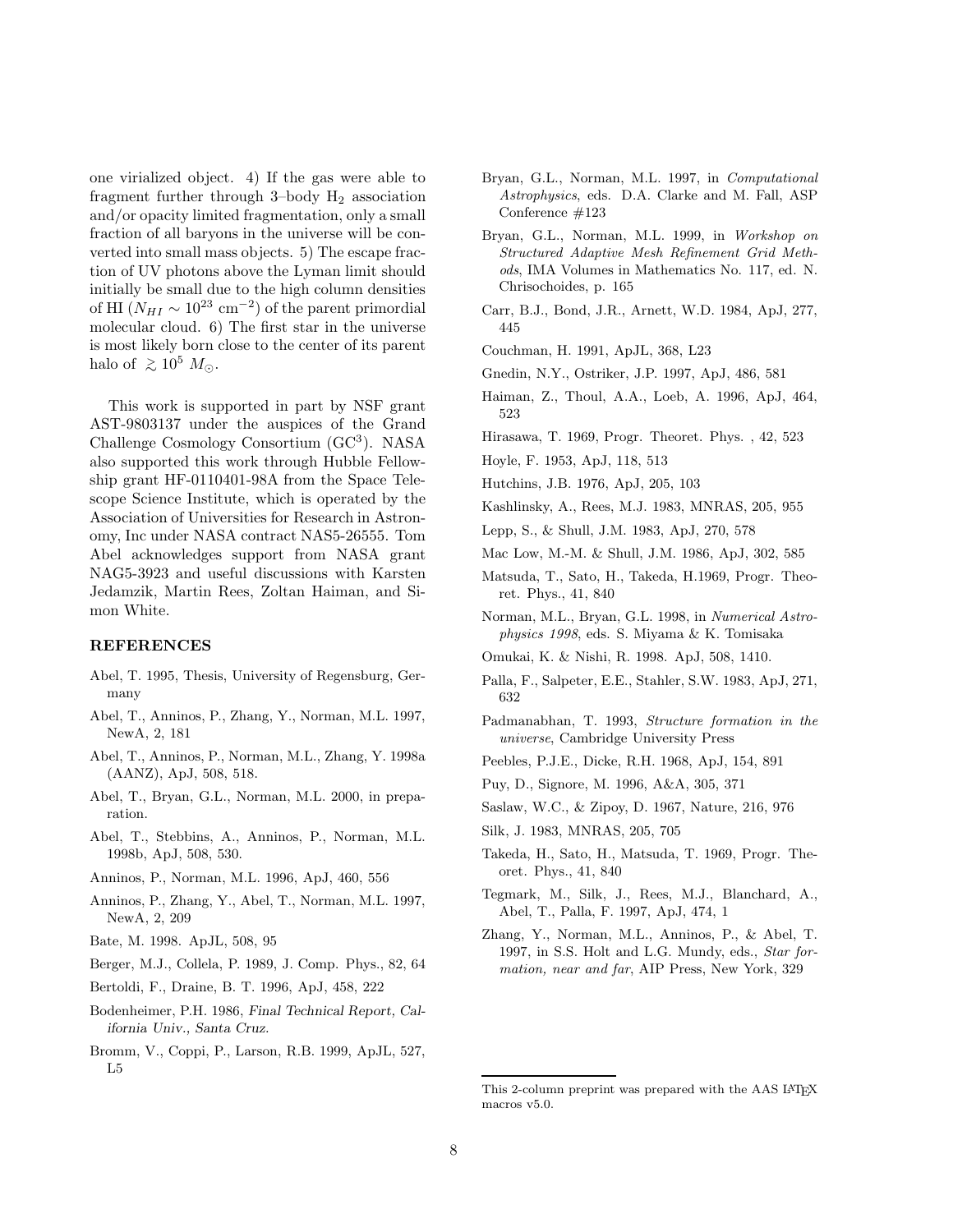one virialized object. 4) If the gas were able to fragment further through 3–body $H_2$ association and/or opacity limited fragmentation, only a small fraction of all baryons in the universe will be converted into small mass objects. 5) The escape fraction of UV photons above the Lyman limit should initially be small due to the high column densities of HI ($N_{HI} \sim 10^{23}$ cm$^{-2}$) of the parent primordial molecular cloud. 6) The first star in the universe is most likely born close to the center of its parent halo of $\gtrsim 10^5\ M_\odot$.

This work is supported in part by NSF grant AST-9803137 under the auspices of the Grand Challenge Cosmology Consortium (GC$^3$). NASA also supported this work through Hubble Fellowship grant HF-0110401-98A from the Space Telescope Science Institute, which is operated by the Association of Universities for Research in Astronomy, Inc under NASA contract NAS5-26555. Tom Abel acknowledges support from NASA grant NAG5-3923 and useful discussions with Karsten Jedamzik, Martin Rees, Zoltan Haiman, and Simon White.

## REFERENCES

Abel, T. 1995, Thesis, University of Regensburg, Germany

Abel, T., Anninos, P., Zhang, Y., Norman, M.L. 1997, NewA, 2, 181

Abel, T., Anninos, P., Norman, M.L., Zhang, Y. 1998a (AANZ), ApJ, 508, 518.

Abel, T., Bryan, G.L., Norman, M.L. 2000, in preparation.

Abel, T., Stebbins, A., Anninos, P., Norman, M.L. 1998b, ApJ, 508, 530.

Anninos, P., Norman, M.L. 1996, ApJ, 460, 556

Anninos, P., Zhang, Y., Abel, T., Norman, M.L. 1997, NewA, 2, 209

Bate, M. 1998. ApJL, 508, 95

Berger, M.J., Collela, P. 1989, J. Comp. Phys., 82, 64

Bertoldi, F., Draine, B. T. 1996, ApJ, 458, 222

Bodenheimer, P.H. 1986, *Final Technical Report, California Univ., Santa Cruz.*

Bromm, V., Coppi, P., Larson, R.B. 1999, ApJL, 527, L5

Bryan, G.L., Norman, M.L. 1997, in *Computational Astrophysics*, eds. D.A. Clarke and M. Fall, ASP Conference #123

Bryan, G.L., Norman, M.L. 1999, in *Workshop on Structured Adaptive Mesh Refinement Grid Methods*, IMA Volumes in Mathematics No. 117, ed. N. Chrisochoides, p. 165

Carr, B.J., Bond, J.R., Arnett, W.D. 1984, ApJ, 277, 445

Couchman, H. 1991, ApJL, 368, L23

Gnedin, N.Y., Ostriker, J.P. 1997, ApJ, 486, 581

Haiman, Z., Thoul, A.A., Loeb, A. 1996, ApJ, 464, 523

Hirasawa, T. 1969, Progr. Theoret. Phys. , 42, 523

Hoyle, F. 1953, ApJ, 118, 513

Hutchins, J.B. 1976, ApJ, 205, 103

Kashlinsky, A., Rees, M.J. 1983, MNRAS, 205, 955

Lepp, S., & Shull, J.M. 1983, ApJ, 270, 578

Mac Low, M.-M. & Shull, J.M. 1986, ApJ, 302, 585

Matsuda, T., Sato, H., Takeda, H.1969, Progr. Theoret. Phys., 41, 840

Norman, M.L., Bryan, G.L. 1998, in *Numerical Astrophysics 1998*, eds. S. Miyama & K. Tomisaka

Omukai, K. & Nishi, R. 1998. ApJ, 508, 1410.

Palla, F., Salpeter, E.E., Stahler, S.W. 1983, ApJ, 271, 632

Padmanabhan, T. 1993, *Structure formation in the universe*, Cambridge University Press

Peebles, P.J.E., Dicke, R.H. 1968, ApJ, 154, 891

Puy, D., Signore, M. 1996, A&A, 305, 371

Saslaw, W.C., & Zipoy, D. 1967, Nature, 216, 976

Silk, J. 1983, MNRAS, 205, 705

Takeda, H., Sato, H., Matsuda, T. 1969, Progr. Theoret. Phys., 41, 840

Tegmark, M., Silk, J., Rees, M.J., Blanchard, A., Abel, T., Palla, F. 1997, ApJ, 474, 1

Zhang, Y., Norman, M.L., Anninos, P., & Abel, T. 1997, in S.S. Holt and L.G. Mundy, eds., *Star formation, near and far*, AIP Press, New York, 329

This 2-column preprint was prepared with the AAS LaTeX macros v5.0.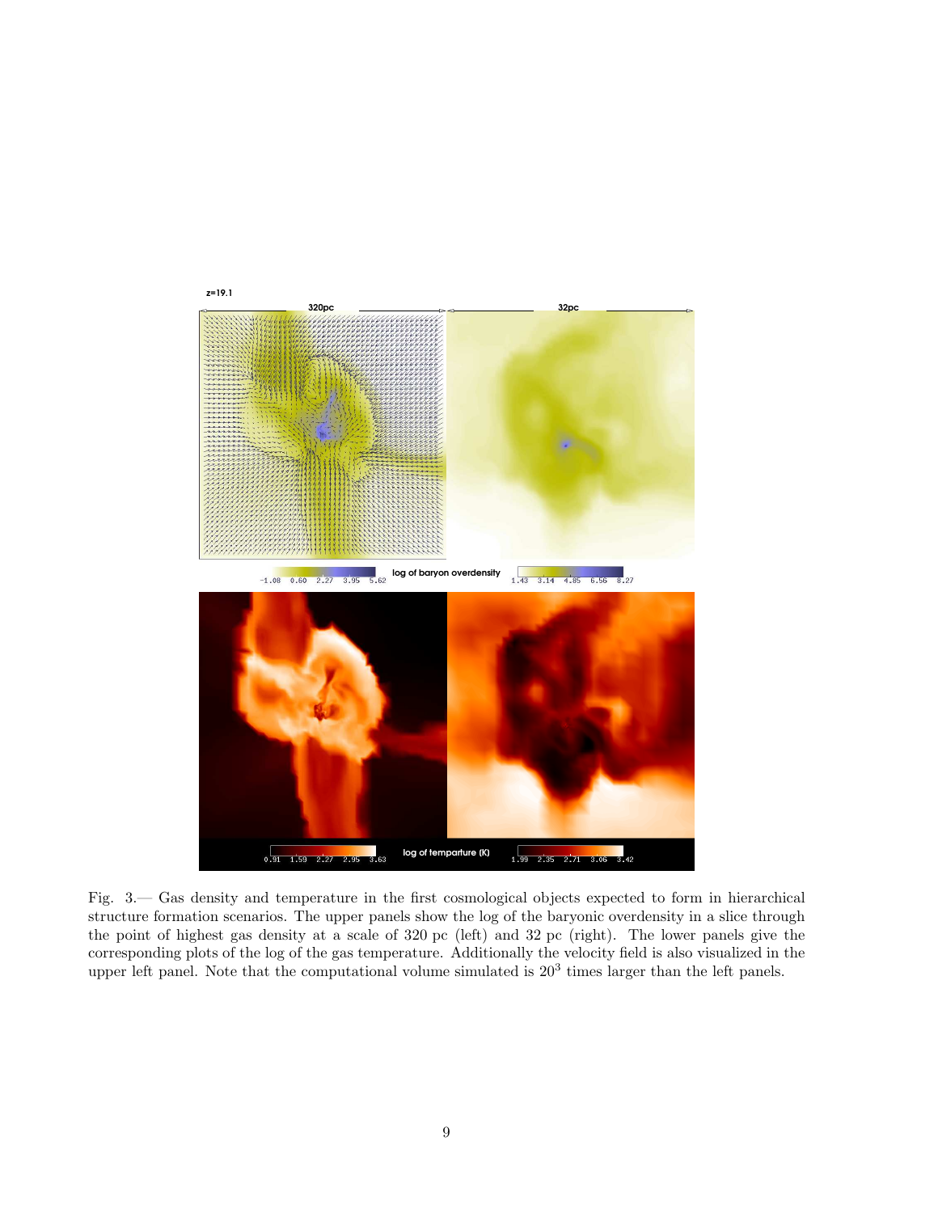z=19.1

320pc

32pc

-1.08 0.60 2.27 3.95 5.62

log of baryon overdensity

1.43 3.14 4.85 6.56 8.27

0.91 1.59 2.27 2.95 3.63

log of temparture (K)

1.99 2.35 2.71 3.06 3.42

Fig. 3.— Gas density and temperature in the first cosmological objects expected to form in hierarchical structure formation scenarios. The upper panels show the log of the baryonic overdensity in a slice through the point of highest gas density at a scale of 320 pc (left) and 32 pc (right). The lower panels give the corresponding plots of the log of the gas temperature. Additionally the velocity field is also visualized in the upper left panel. Note that the computational volume simulated is $20^3$ times larger than the left panels.